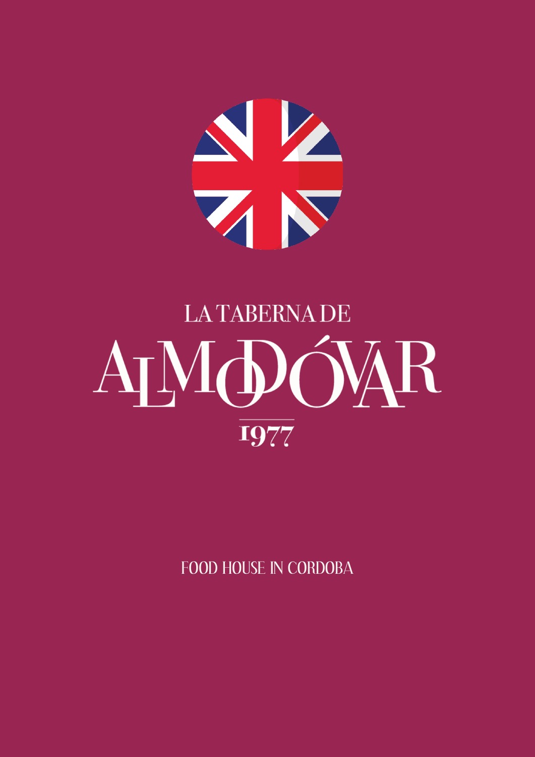LA TABERNA DE

# ALMODÓVAR

1977

FOOD HOUSE IN CORDOBA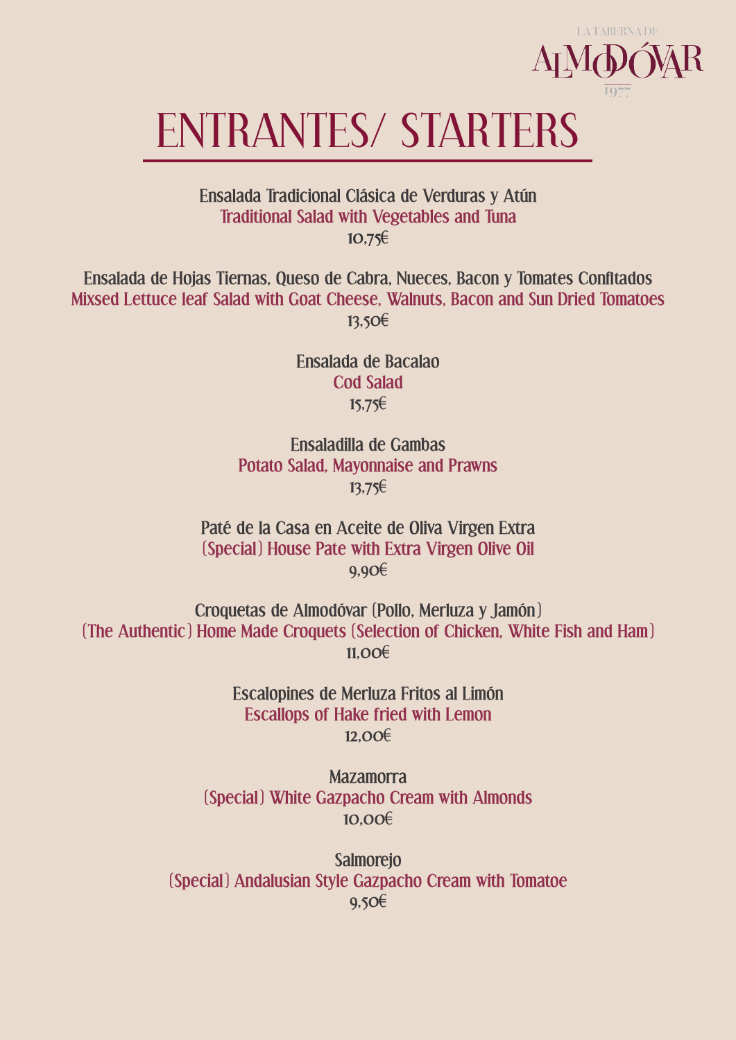LA TABERNA DE

ALMODÓVAR

1977

# ENTRANTES/ STARTERS

Ensalada Tradicional Clásica de Verduras y Atún
Traditional Salad with Vegetables and Tuna
10,75€

Ensalada de Hojas Tiernas, Queso de Cabra, Nueces, Bacon y Tomates Confitados
Mixsed Lettuce leaf Salad with Goat Cheese, Walnuts, Bacon and Sun Dried Tomatoes
13,50€

Ensalada de Bacalao
Cod Salad
15,75€

Ensaladilla de Gambas
Potato Salad, Mayonnaise and Prawns
13,75€

Paté de la Casa en Aceite de Oliva Virgen Extra
(Special) House Pate with Extra Virgen Olive Oil
9,90€

Croquetas de Almodóvar (Pollo, Merluza y Jamón)
(The Authentic) Home Made Croquets (Selection of Chicken, White Fish and Ham)
11,00€

Escalopines de Merluza Fritos al Limón
Escallops of Hake fried with Lemon
12,00€

Mazamorra
(Special) White Gazpacho Cream with Almonds
10,00€

Salmorejo
(Special) Andalusian Style Gazpacho Cream with Tomatoe
9,50€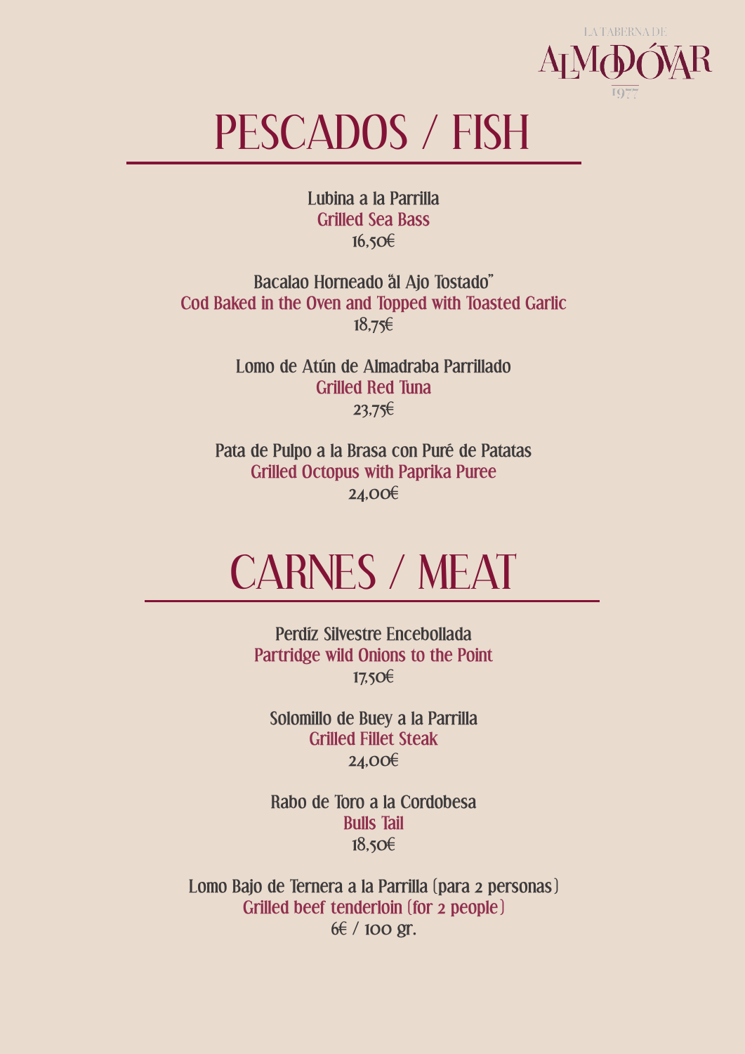LA TABERNA DE ALMODÓVAR 1977

# PESCADOS / FISH

Lubina a la Parrilla
Grilled Sea Bass
16,50€

Bacalao Horneado "al Ajo Tostado"
Cod Baked in the Oven and Topped with Toasted Garlic
18,75€

Lomo de Atún de Almadraba Parrillado
Grilled Red Tuna
23,75€

Pata de Pulpo a la Brasa con Puré de Patatas
Grilled Octopus with Paprika Puree
24,00€

# CARNES / MEAT

Perdíz Silvestre Encebollada
Partridge wild Onions to the Point
17,50€

Solomillo de Buey a la Parrilla
Grilled Fillet Steak
24,00€

Rabo de Toro a la Cordobesa
Bulls Tail
18,50€

Lomo Bajo de Ternera a la Parrilla (para 2 personas)
Grilled beef tenderloin (for 2 people)
6€ / 100 gr.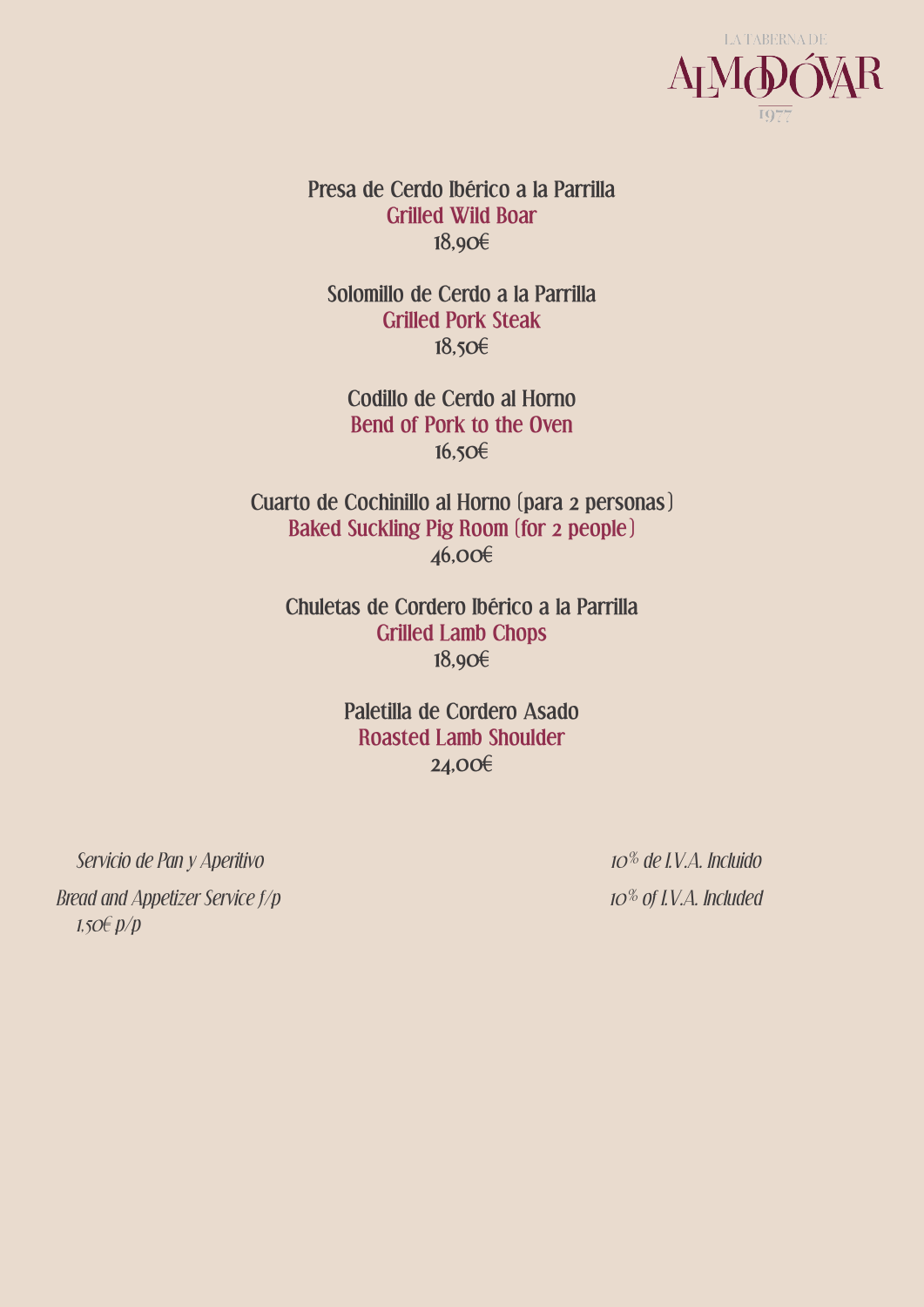LA TABERNA DE ALMODÓVAR 1977

**Presa de Cerdo Ibérico a la Parrilla**
Grilled Wild Boar
18,90€

**Solomillo de Cerdo a la Parrilla**
Grilled Pork Steak
18,50€

**Codillo de Cerdo al Horno**
Bend of Pork to the Oven
16,50€

**Cuarto de Cochinillo al Horno (para 2 personas)**
Baked Suckling Pig Room (for 2 people)
46,00€

**Chuletas de Cordero Ibérico a la Parrilla**
Grilled Lamb Chops
18,90€

**Paletilla de Cordero Asado**
Roasted Lamb Shoulder
24,00€

*Servicio de Pan y Aperitivo*

*Bread and Appetizer Service f/p*

*1,50€ p/p*

*10% de I.V.A. Incluido*

*10% of I.V.A. Included*